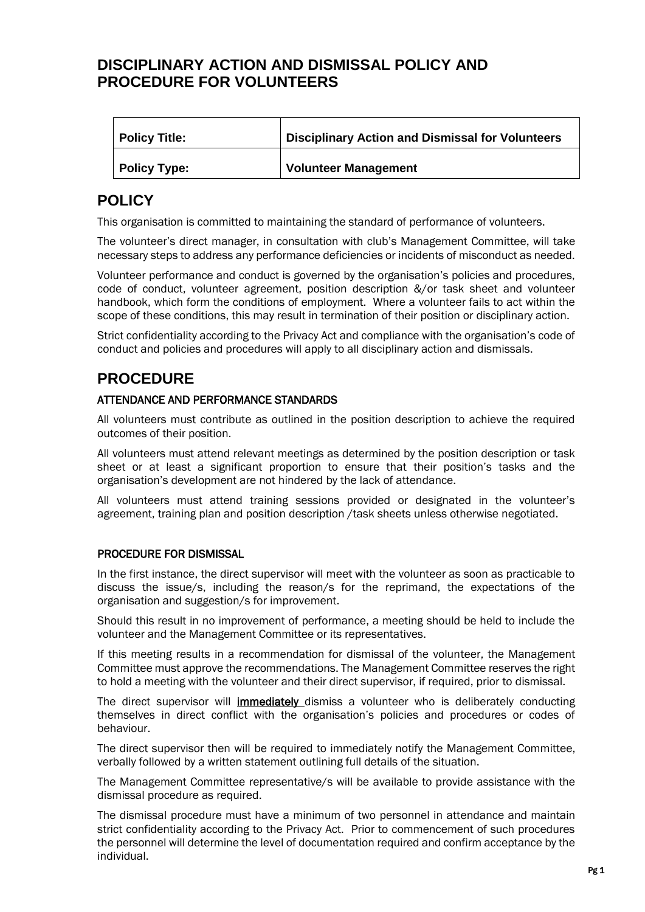# DISCIPLINARY ACTION AND DISMISSAL POLICY AND PROCEDURE FOR VOLUNTEERS

| **Policy Title:** | **Disciplinary Action and Dismissal for Volunteers** |
|---|---|
| **Policy Type:** | **Volunteer Management** |

## POLICY

This organisation is committed to maintaining the standard of performance of volunteers.

The volunteer's direct manager, in consultation with club's Management Committee, will take necessary steps to address any performance deficiencies or incidents of misconduct as needed.

Volunteer performance and conduct is governed by the organisation's policies and procedures, code of conduct, volunteer agreement, position description &/or task sheet and volunteer handbook, which form the conditions of employment. Where a volunteer fails to act within the scope of these conditions, this may result in termination of their position or disciplinary action.

Strict confidentiality according to the Privacy Act and compliance with the organisation's code of conduct and policies and procedures will apply to all disciplinary action and dismissals.

## PROCEDURE

### ATTENDANCE AND PERFORMANCE STANDARDS

All volunteers must contribute as outlined in the position description to achieve the required outcomes of their position.

All volunteers must attend relevant meetings as determined by the position description or task sheet or at least a significant proportion to ensure that their position's tasks and the organisation's development are not hindered by the lack of attendance.

All volunteers must attend training sessions provided or designated in the volunteer's agreement, training plan and position description /task sheets unless otherwise negotiated.

### PROCEDURE FOR DISMISSAL

In the first instance, the direct supervisor will meet with the volunteer as soon as practicable to discuss the issue/s, including the reason/s for the reprimand, the expectations of the organisation and suggestion/s for improvement.

Should this result in no improvement of performance, a meeting should be held to include the volunteer and the Management Committee or its representatives.

If this meeting results in a recommendation for dismissal of the volunteer, the Management Committee must approve the recommendations. The Management Committee reserves the right to hold a meeting with the volunteer and their direct supervisor, if required, prior to dismissal.

The direct supervisor will **immediately** dismiss a volunteer who is deliberately conducting themselves in direct conflict with the organisation's policies and procedures or codes of behaviour.

The direct supervisor then will be required to immediately notify the Management Committee, verbally followed by a written statement outlining full details of the situation.

The Management Committee representative/s will be available to provide assistance with the dismissal procedure as required.

The dismissal procedure must have a minimum of two personnel in attendance and maintain strict confidentiality according to the Privacy Act. Prior to commencement of such procedures the personnel will determine the level of documentation required and confirm acceptance by the individual.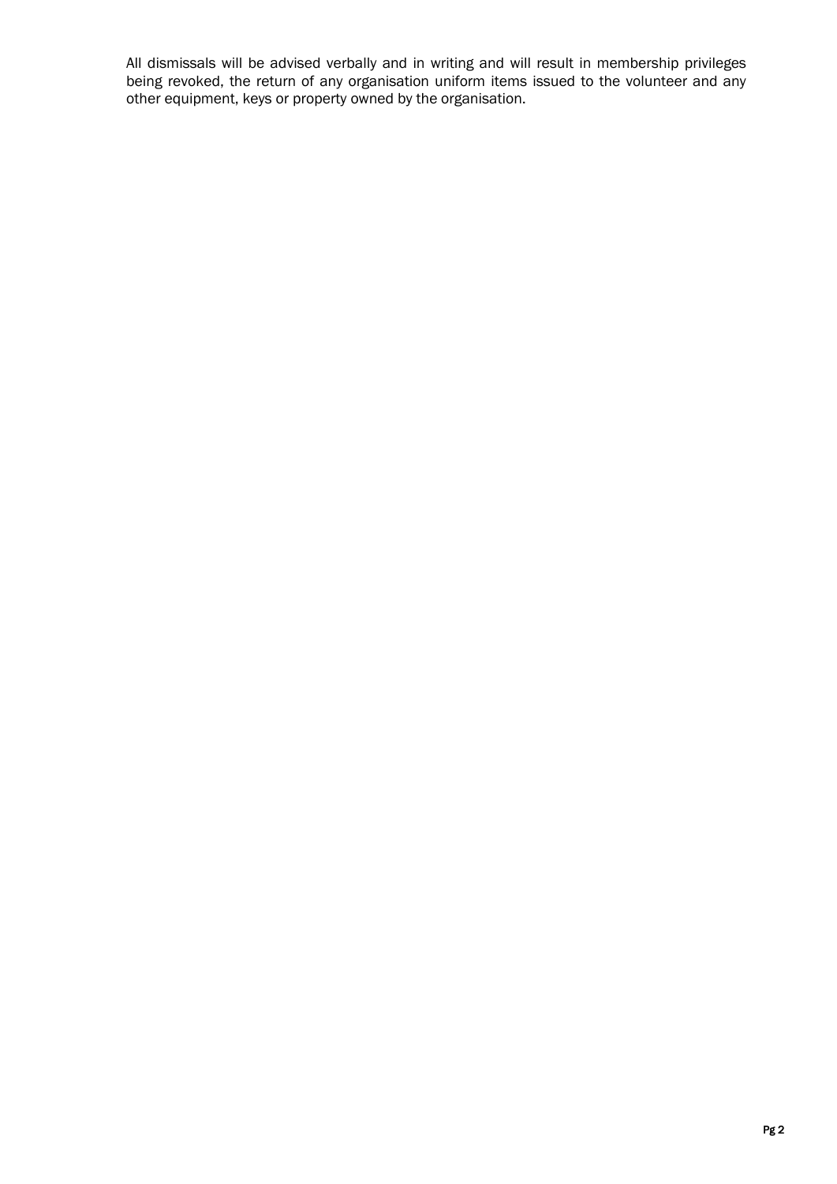All dismissals will be advised verbally and in writing and will result in membership privileges being revoked, the return of any organisation uniform items issued to the volunteer and any other equipment, keys or property owned by the organisation.